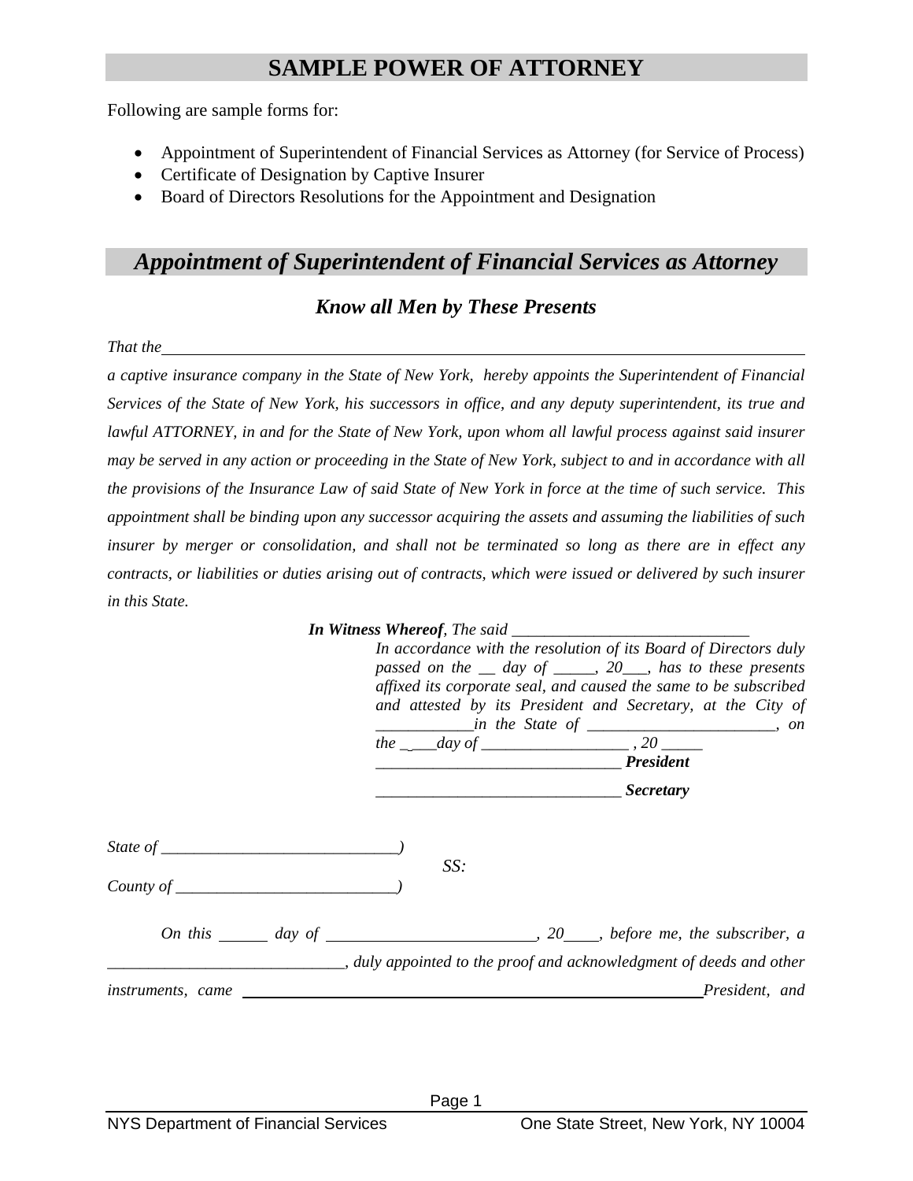# SAMPLE POWER OF ATTORNEY

Following are sample forms for:

- Appointment of Superintendent of Financial Services as Attorney (for Service of Process)
- Certificate of Designation by Captive Insurer
- Board of Directors Resolutions for the Appointment and Designation

## *Appointment of Superintendent of Financial Services as Attorney*

### *Know all Men by These Presents*

*That the* ______________________________________________________________________________

*a captive insurance company in the State of New York, hereby appoints the Superintendent of Financial Services of the State of New York, his successors in office, and any deputy superintendent, its true and lawful ATTORNEY, in and for the State of New York, upon whom all lawful process against said insurer may be served in any action or proceeding in the State of New York, subject to and in accordance with all the provisions of the Insurance Law of said State of New York in force at the time of such service. This appointment shall be binding upon any successor acquiring the assets and assuming the liabilities of such insurer by merger or consolidation, and shall not be terminated so long as there are in effect any contracts, or liabilities or duties arising out of contracts, which were issued or delivered by such insurer in this State.*

***In Witness Whereof****, The said* _____________________________
*In accordance with the resolution of its Board of Directors duly passed on the __ day of _____, 20___, has to these presents affixed its corporate seal, and caused the same to be subscribed and attested by its President and Secretary, at the City of ____________in the State of _______________________, on the ____day of __________________ , 20 _____*

______________________________ ***President***

______________________________ ***Secretary***

*State of* _____________________________*)*
*SS:*
*County of* ___________________________*)*

*On this* ______ *day of* _________________________*, 20*____*, before me, the subscriber, a* _____________________________*, duly appointed to the proof and acknowledgment of deeds and other instruments, came* ____________________________________________________________*President, and*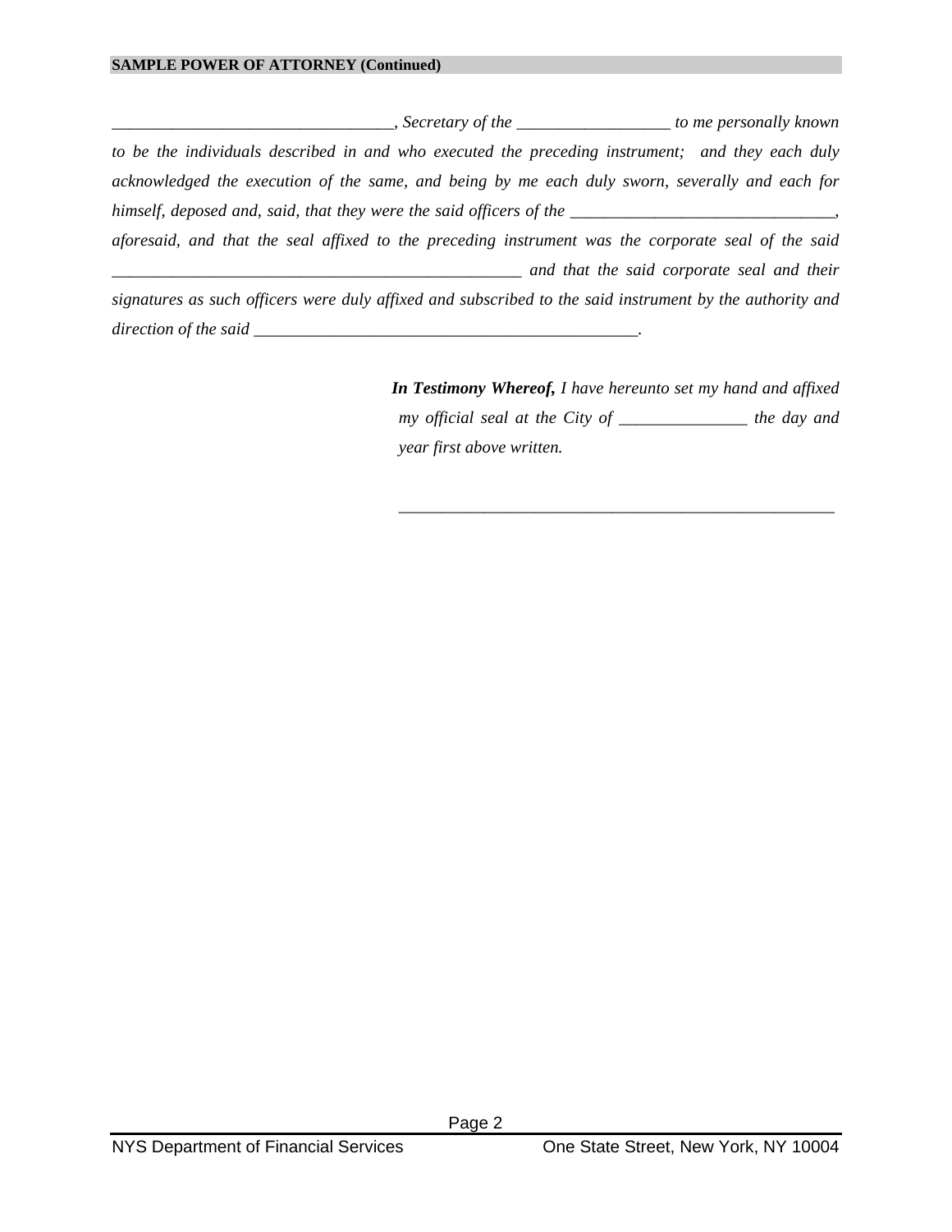**SAMPLE POWER OF ATTORNEY (Continued)**

*_________________________________, Secretary of the __________________ to me personally known to be the individuals described in and who executed the preceding instrument; and they each duly acknowledged the execution of the same, and being by me each duly sworn, severally and each for himself, deposed and, said, that they were the said officers of the _______________________________, aforesaid, and that the seal affixed to the preceding instrument was the corporate seal of the said ________________________________________________ and that the said corporate seal and their signatures as such officers were duly affixed and subscribed to the said instrument by the authority and direction of the said _______________________________________________.*

***In Testimony Whereof,*** *I have hereunto set my hand and affixed my official seal at the City of _______________ the day and year first above written.*

_____________________________________________________

NYS Department of Financial Services    One State Street, New York, NY 10004